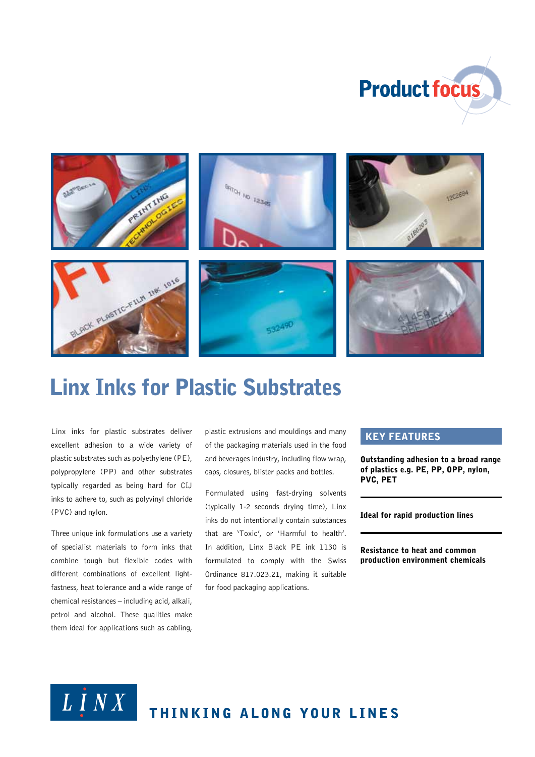Product focus

# Linx Inks for Plastic Substrates

Linx inks for plastic substrates deliver excellent adhesion to a wide variety of plastic substrates such as polyethylene (PE), polypropylene (PP) and other substrates typically regarded as being hard for CIJ inks to adhere to, such as polyvinyl chloride (PVC) and nylon.

Three unique ink formulations use a variety of specialist materials to form inks that combine tough but flexible codes with different combinations of excellent light-fastness, heat tolerance and a wide range of chemical resistances – including acid, alkali, petrol and alcohol. These qualities make them ideal for applications such as cabling, plastic extrusions and mouldings and many of the packaging materials used in the food and beverages industry, including flow wrap, caps, closures, blister packs and bottles.

Formulated using fast-drying solvents (typically 1-2 seconds drying time), Linx inks do not intentionally contain substances that are 'Toxic', or 'Harmful to health'. In addition, Linx Black PE ink 1130 is formulated to comply with the Swiss Ordinance 817.023.21, making it suitable for food packaging applications.

## KEY FEATURES

**Outstanding adhesion to a broad range of plastics e.g. PE, PP, OPP, nylon, PVC, PET**

**Ideal for rapid production lines**

**Resistance to heat and common production environment chemicals**

LINX THINKING ALONG YOUR LINES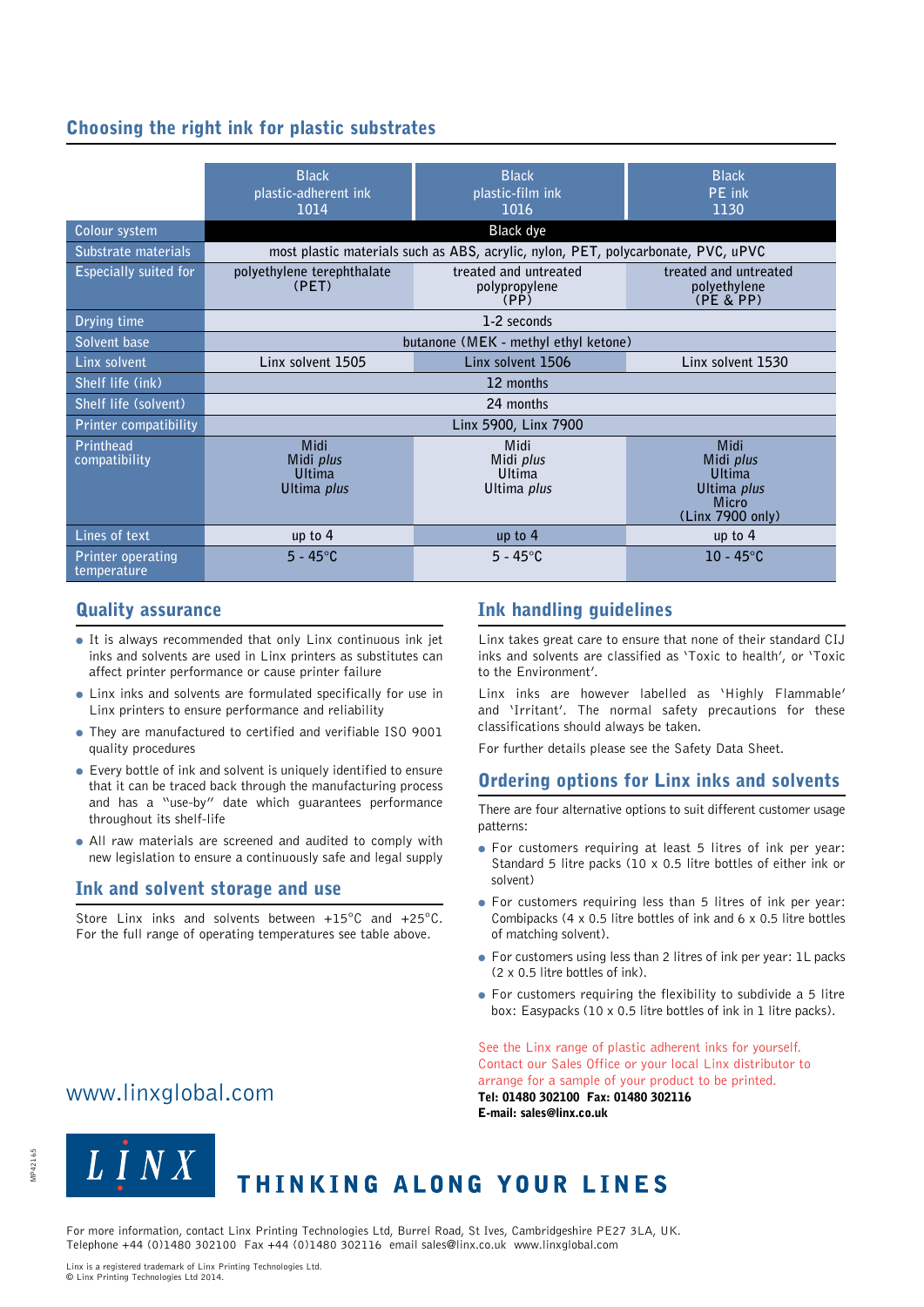## Choosing the right ink for plastic substrates

| | Black plastic-adherent ink 1014 | Black plastic-film ink 1016 | Black PE ink 1130 |
|---|---|---|---|
| Colour system | Black dye | | |
| Substrate materials | most plastic materials such as ABS, acrylic, nylon, PET, polycarbonate, PVC, uPVC | | |
| Especially suited for | polyethylene terephthalate (PET) | treated and untreated polypropylene (PP) | treated and untreated polyethylene (PE & PP) |
| Drying time | 1-2 seconds | | |
| Solvent base | butanone (MEK - methyl ethyl ketone) | | |
| Linx solvent | Linx solvent 1505 | Linx solvent 1506 | Linx solvent 1530 |
| Shelf life (ink) | 12 months | | |
| Shelf life (solvent) | 24 months | | |
| Printer compatibility | Linx 5900, Linx 7900 | | |
| Printhead compatibility | Midi<br>Midi *plus*<br>Ultima<br>Ultima *plus* | Midi<br>Midi *plus*<br>Ultima<br>Ultima *plus* | Midi<br>Midi *plus*<br>Ultima<br>Ultima *plus*<br>Micro<br>(Linx 7900 only) |
| Lines of text | up to 4 | up to 4 | up to 4 |
| Printer operating temperature | 5 - 45°C | 5 - 45°C | 10 - 45°C |

### Quality assurance

- It is always recommended that only Linx continuous ink jet inks and solvents are used in Linx printers as substitutes can affect printer performance or cause printer failure
- Linx inks and solvents are formulated specifically for use in Linx printers to ensure performance and reliability
- They are manufactured to certified and verifiable ISO 9001 quality procedures
- Every bottle of ink and solvent is uniquely identified to ensure that it can be traced back through the manufacturing process and has a "use-by" date which guarantees performance throughout its shelf-life
- All raw materials are screened and audited to comply with new legislation to ensure a continuously safe and legal supply

### Ink and solvent storage and use

Store Linx inks and solvents between +15°C and +25°C. For the full range of operating temperatures see table above.

### Ink handling guidelines

Linx takes great care to ensure that none of their standard CIJ inks and solvents are classified as 'Toxic to health', or 'Toxic to the Environment'.

Linx inks are however labelled as 'Highly Flammable' and 'Irritant'. The normal safety precautions for these classifications should always be taken.

For further details please see the Safety Data Sheet.

### Ordering options for Linx inks and solvents

There are four alternative options to suit different customer usage patterns:

- For customers requiring at least 5 litres of ink per year: Standard 5 litre packs (10 x 0.5 litre bottles of either ink or solvent)
- For customers requiring less than 5 litres of ink per year: Combipacks (4 x 0.5 litre bottles of ink and 6 x 0.5 litre bottles of matching solvent).
- For customers using less than 2 litres of ink per year: 1L packs (2 x 0.5 litre bottles of ink).
- For customers requiring the flexibility to subdivide a 5 litre box: Easypacks (10 x 0.5 litre bottles of ink in 1 litre packs).

See the Linx range of plastic adherent inks for yourself. Contact our Sales Office or your local Linx distributor to arrange for a sample of your product to be printed.

**Tel: 01480 302100 Fax: 01480 302116**
**E-mail: sales@linx.co.uk**

www.linxglobal.com

MP42165

LINX

**THINKING ALONG YOUR LINES**

For more information, contact Linx Printing Technologies Ltd, Burrel Road, St Ives, Cambridgeshire PE27 3LA, UK.
Telephone +44 (0)1480 302100 Fax +44 (0)1480 302116 email sales@linx.co.uk www.linxglobal.com

Linx is a registered trademark of Linx Printing Technologies Ltd.
© Linx Printing Technologies Ltd 2014.